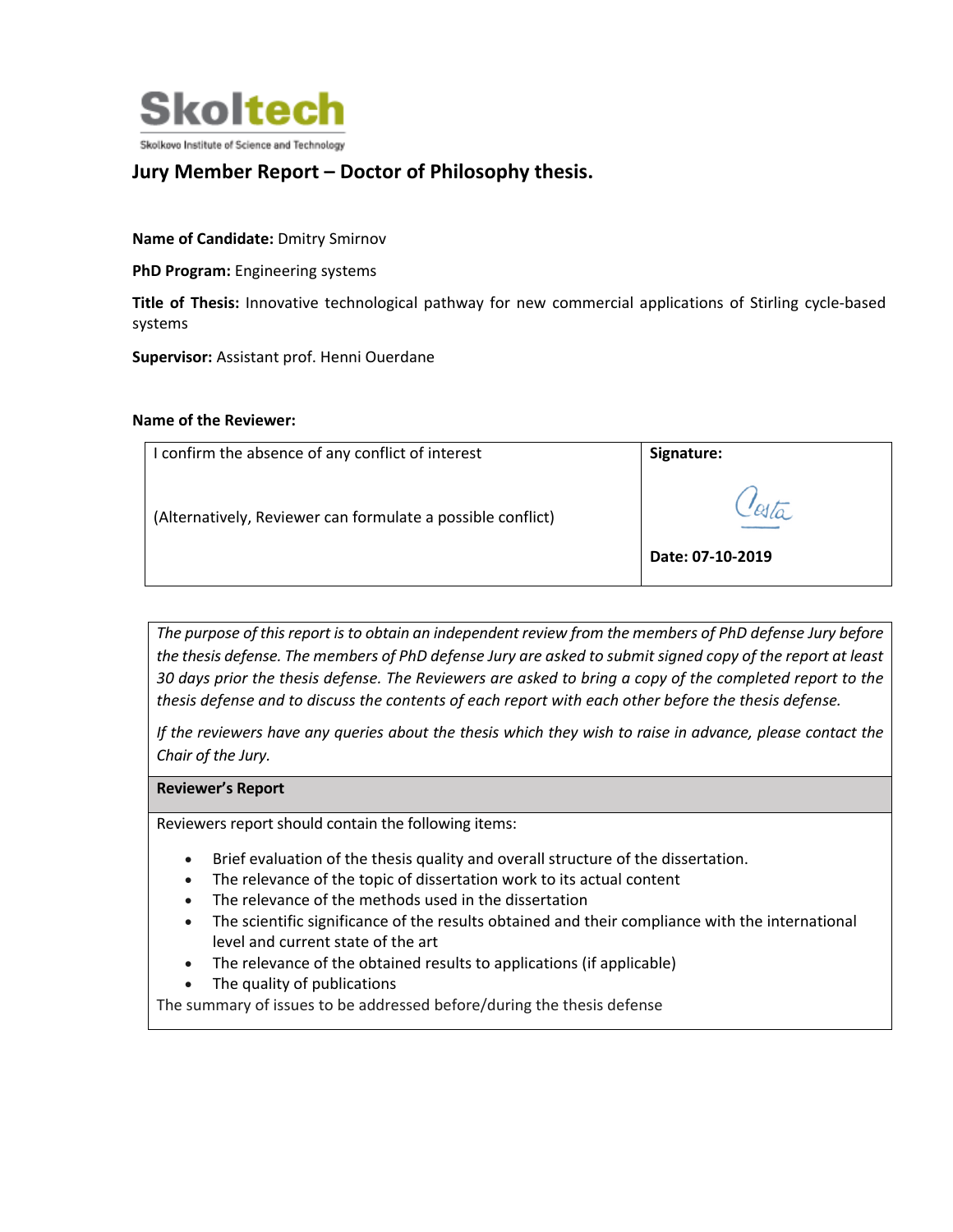Skoltech

Skolkovo Institute of Science and Technology

## Jury Member Report – Doctor of Philosophy thesis.

**Name of Candidate:** Dmitry Smirnov

**PhD Program:** Engineering systems

**Title of Thesis:** Innovative technological pathway for new commercial applications of Stirling cycle-based systems

**Supervisor:** Assistant prof. Henni Ouerdane

**Name of the Reviewer:**

| I confirm the absence of any conflict of interest<br><br>(Alternatively, Reviewer can formulate a possible conflict) | **Signature:**<br><br>Costa<br><br>**Date: 07-10-2019** |
|---|---|

*The purpose of this report is to obtain an independent review from the members of PhD defense Jury before the thesis defense. The members of PhD defense Jury are asked to submit signed copy of the report at least 30 days prior the thesis defense. The Reviewers are asked to bring a copy of the completed report to the thesis defense and to discuss the contents of each report with each other before the thesis defense.*

*If the reviewers have any queries about the thesis which they wish to raise in advance, please contact the Chair of the Jury.*

**Reviewer's Report**

Reviewers report should contain the following items:

- Brief evaluation of the thesis quality and overall structure of the dissertation.
- The relevance of the topic of dissertation work to its actual content
- The relevance of the methods used in the dissertation
- The scientific significance of the results obtained and their compliance with the international level and current state of the art
- The relevance of the obtained results to applications (if applicable)
- The quality of publications

The summary of issues to be addressed before/during the thesis defense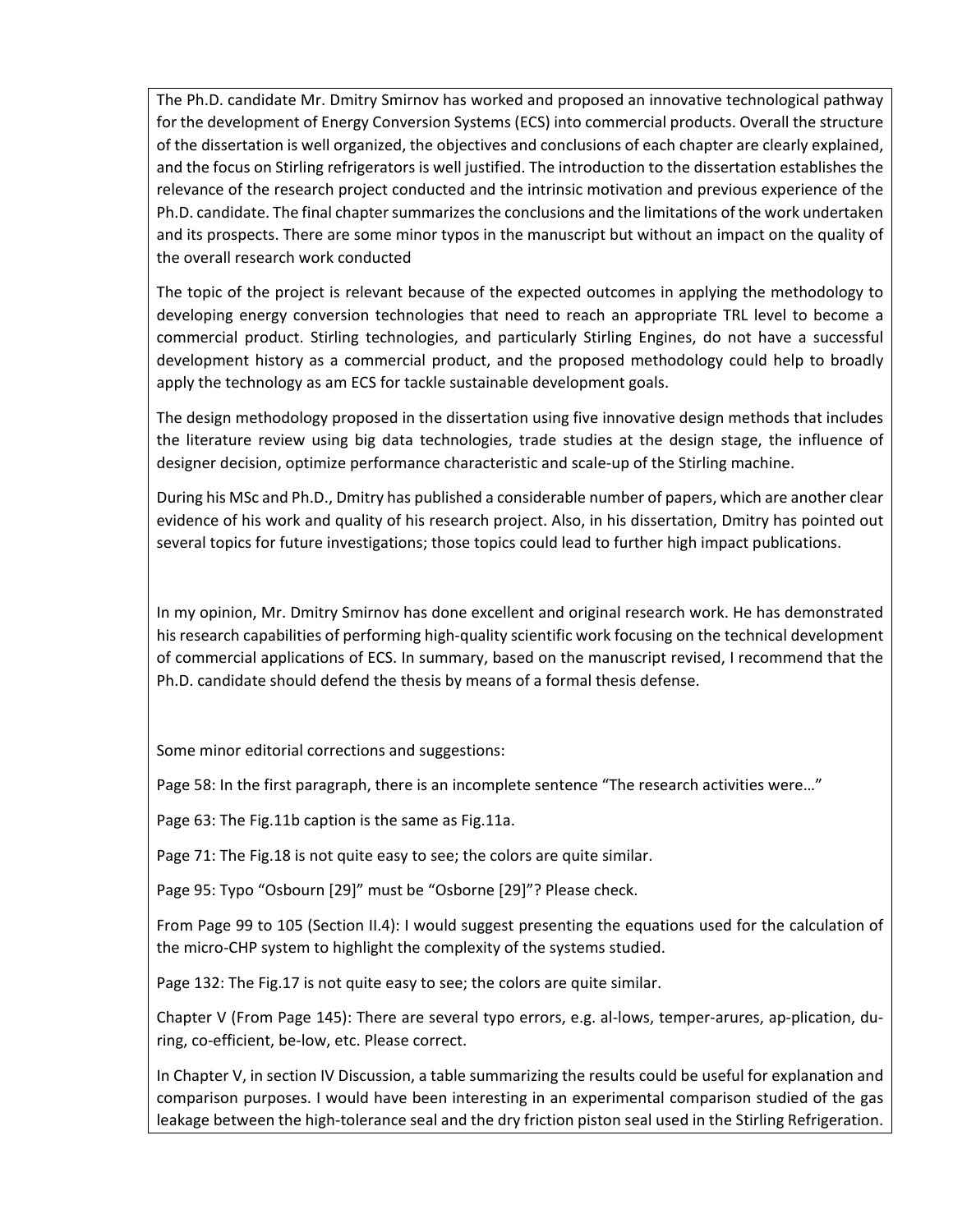The Ph.D. candidate Mr. Dmitry Smirnov has worked and proposed an innovative technological pathway for the development of Energy Conversion Systems (ECS) into commercial products. Overall the structure of the dissertation is well organized, the objectives and conclusions of each chapter are clearly explained, and the focus on Stirling refrigerators is well justified. The introduction to the dissertation establishes the relevance of the research project conducted and the intrinsic motivation and previous experience of the Ph.D. candidate. The final chapter summarizes the conclusions and the limitations of the work undertaken and its prospects. There are some minor typos in the manuscript but without an impact on the quality of the overall research work conducted

The topic of the project is relevant because of the expected outcomes in applying the methodology to developing energy conversion technologies that need to reach an appropriate TRL level to become a commercial product. Stirling technologies, and particularly Stirling Engines, do not have a successful development history as a commercial product, and the proposed methodology could help to broadly apply the technology as am ECS for tackle sustainable development goals.

The design methodology proposed in the dissertation using five innovative design methods that includes the literature review using big data technologies, trade studies at the design stage, the influence of designer decision, optimize performance characteristic and scale-up of the Stirling machine.

During his MSc and Ph.D., Dmitry has published a considerable number of papers, which are another clear evidence of his work and quality of his research project. Also, in his dissertation, Dmitry has pointed out several topics for future investigations; those topics could lead to further high impact publications.

In my opinion, Mr. Dmitry Smirnov has done excellent and original research work. He has demonstrated his research capabilities of performing high-quality scientific work focusing on the technical development of commercial applications of ECS. In summary, based on the manuscript revised, I recommend that the Ph.D. candidate should defend the thesis by means of a formal thesis defense.

Some minor editorial corrections and suggestions:

Page 58: In the first paragraph, there is an incomplete sentence "The research activities were…"

Page 63: The Fig.11b caption is the same as Fig.11a.

Page 71: The Fig.18 is not quite easy to see; the colors are quite similar.

Page 95: Typo "Osbourn [29]" must be "Osborne [29]"? Please check.

From Page 99 to 105 (Section II.4): I would suggest presenting the equations used for the calculation of the micro-CHP system to highlight the complexity of the systems studied.

Page 132: The Fig.17 is not quite easy to see; the colors are quite similar.

Chapter V (From Page 145): There are several typo errors, e.g. al-lows, temper-arures, ap-plication, du-ring, co-efficient, be-low, etc. Please correct.

In Chapter V, in section IV Discussion, a table summarizing the results could be useful for explanation and comparison purposes. I would have been interesting in an experimental comparison studied of the gas leakage between the high-tolerance seal and the dry friction piston seal used in the Stirling Refrigeration.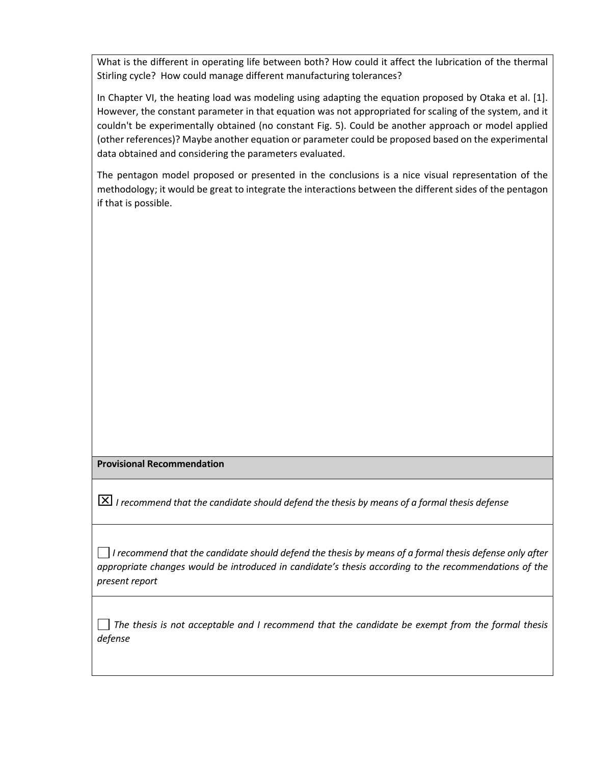What is the different in operating life between both? How could it affect the lubrication of the thermal Stirling cycle? How could manage different manufacturing tolerances?

In Chapter VI, the heating load was modeling using adapting the equation proposed by Otaka et al. [1]. However, the constant parameter in that equation was not appropriated for scaling of the system, and it couldn't be experimentally obtained (no constant Fig. 5). Could be another approach or model applied (other references)? Maybe another equation or parameter could be proposed based on the experimental data obtained and considering the parameters evaluated.

The pentagon model proposed or presented in the conclusions is a nice visual representation of the methodology; it would be great to integrate the interactions between the different sides of the pentagon if that is possible.

**Provisional Recommendation**

☒ *I recommend that the candidate should defend the thesis by means of a formal thesis defense*

☐ *I recommend that the candidate should defend the thesis by means of a formal thesis defense only after appropriate changes would be introduced in candidate's thesis according to the recommendations of the present report*

☐ *The thesis is not acceptable and I recommend that the candidate be exempt from the formal thesis defense*